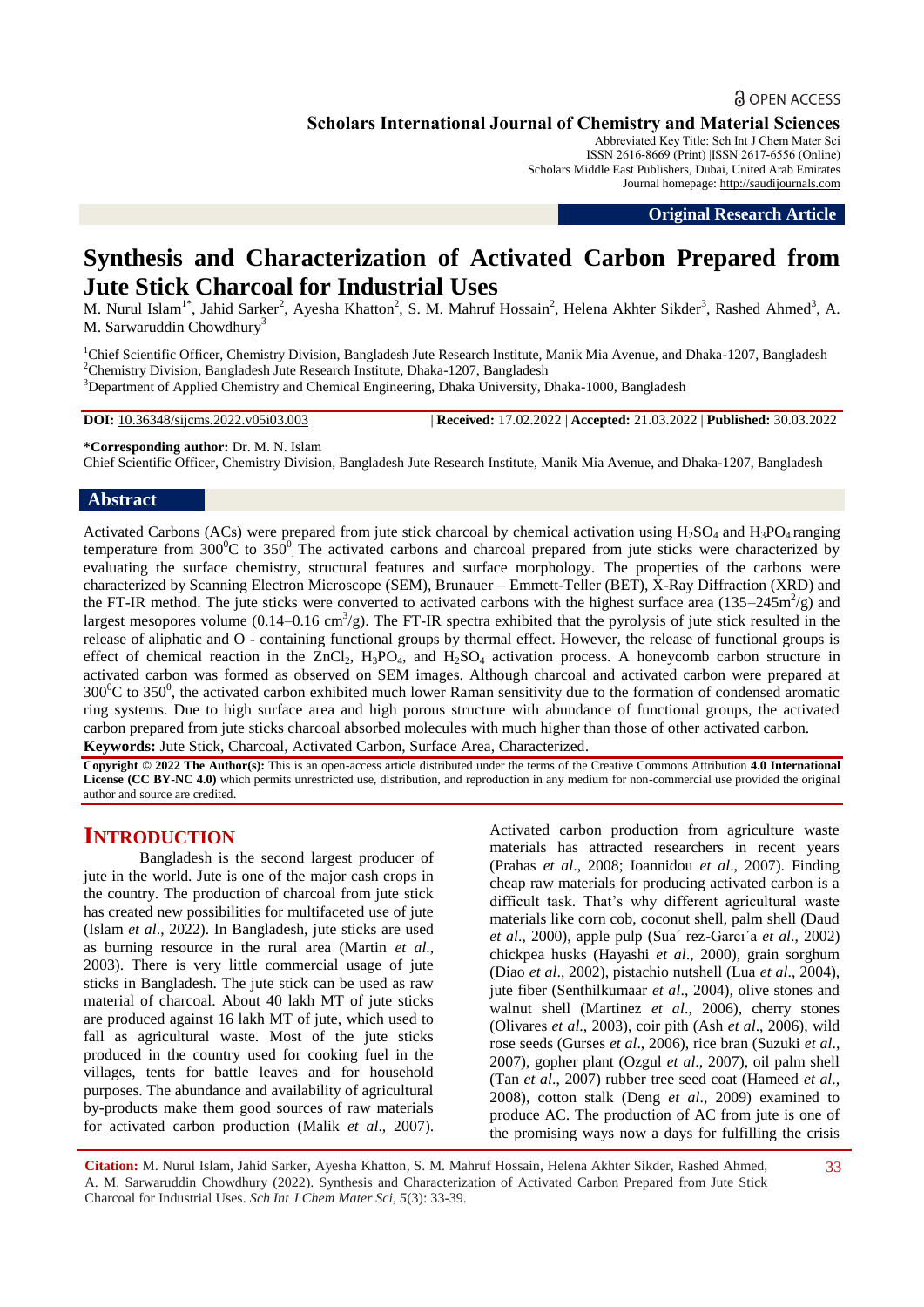OPEN ACCESS

**Scholars International Journal of Chemistry and Material Sciences**
Abbreviated Key Title: Sch Int J Chem Mater Sci
ISSN 2616-8669 (Print) |ISSN 2617-6556 (Online)
Scholars Middle East Publishers, Dubai, United Arab Emirates
Journal homepage: http://saudijournals.com

**Original Research Article**

# Synthesis and Characterization of Activated Carbon Prepared from Jute Stick Charcoal for Industrial Uses

M. Nurul Islam[1*], Jahid Sarker[2], Ayesha Khatton[2], S. M. Mahruf Hossain[2], Helena Akhter Sikder[3], Rashed Ahmed[3], A. M. Sarwaruddin Chowdhury[3]

[1]Chief Scientific Officer, Chemistry Division, Bangladesh Jute Research Institute, Manik Mia Avenue, and Dhaka-1207, Bangladesh
[2]Chemistry Division, Bangladesh Jute Research Institute, Dhaka-1207, Bangladesh
[3]Department of Applied Chemistry and Chemical Engineering, Dhaka University, Dhaka-1000, Bangladesh

**DOI:** 10.36348/sijcms.2022.v05i03.003 | **Received:** 17.02.2022 | **Accepted:** 21.03.2022 | **Published:** 30.03.2022

**\*Corresponding author:** Dr. M. N. Islam
Chief Scientific Officer, Chemistry Division, Bangladesh Jute Research Institute, Manik Mia Avenue, and Dhaka-1207, Bangladesh

## Abstract

Activated Carbons (ACs) were prepared from jute stick charcoal by chemical activation using $H_2SO_4$ and $H_3PO_4$ ranging temperature from $300^0C$ to $350^0$. The activated carbons and charcoal prepared from jute sticks were characterized by evaluating the surface chemistry, structural features and surface morphology. The properties of the carbons were characterized by Scanning Electron Microscope (SEM), Brunauer – Emmett-Teller (BET), X-Ray Diffraction (XRD) and the FT-IR method. The jute sticks were converted to activated carbons with the highest surface area (135–245$m^2$/g) and largest mesopores volume (0.14–0.16 $cm^3$/g). The FT-IR spectra exhibited that the pyrolysis of jute stick resulted in the release of aliphatic and O - containing functional groups by thermal effect. However, the release of functional groups is effect of chemical reaction in the $ZnCl_2$, $H_3PO_4$, and $H_2SO_4$ activation process. A honeycomb carbon structure in activated carbon was formed as observed on SEM images. Although charcoal and activated carbon were prepared at $300^0C$ to $350^0$, the activated carbon exhibited much lower Raman sensitivity due to the formation of condensed aromatic ring systems. Due to high surface area and high porous structure with abundance of functional groups, the activated carbon prepared from jute sticks charcoal absorbed molecules with much higher than those of other activated carbon.

**Keywords:** Jute Stick, Charcoal, Activated Carbon, Surface Area, Characterized.

**Copyright © 2022 The Author(s):** This is an open-access article distributed under the terms of the Creative Commons Attribution **4.0 International License (CC BY-NC 4.0)** which permits unrestricted use, distribution, and reproduction in any medium for non-commercial use provided the original author and source are credited.

## INTRODUCTION

Bangladesh is the second largest producer of jute in the world. Jute is one of the major cash crops in the country. The production of charcoal from jute stick has created new possibilities for multifaceted use of jute (Islam *et al*., 2022). In Bangladesh, jute sticks are used as burning resource in the rural area (Martin *et al*., 2003). There is very little commercial usage of jute sticks in Bangladesh. The jute stick can be used as raw material of charcoal. About 40 lakh MT of jute sticks are produced against 16 lakh MT of jute, which used to fall as agricultural waste. Most of the jute sticks produced in the country used for cooking fuel in the villages, tents for battle leaves and for household purposes. The abundance and availability of agricultural by-products make them good sources of raw materials for activated carbon production (Malik *et al*., 2007). Activated carbon production from agriculture waste materials has attracted researchers in recent years (Prahas *et al*., 2008; Ioannidou *et al*., 2007). Finding cheap raw materials for producing activated carbon is a difficult task. That's why different agricultural waste materials like corn cob, coconut shell, palm shell (Daud *et al*., 2000), apple pulp (Sua´ rez-Garcı´a *et al*., 2002) chickpea husks (Hayashi *et al*., 2000), grain sorghum (Diao *et al*., 2002), pistachio nutshell (Lua *et al*., 2004), jute fiber (Senthilkumaar *et al*., 2004), olive stones and walnut shell (Martinez *et al*., 2006), cherry stones (Olivares *et al*., 2003), coir pith (Ash *et al*., 2006), wild rose seeds (Gurses *et al*., 2006), rice bran (Suzuki *et al*., 2007), gopher plant (Ozgul *et al*., 2007), oil palm shell (Tan *et al*., 2007) rubber tree seed coat (Hameed *et al*., 2008), cotton stalk (Deng *et al*., 2009) examined to produce AC. The production of AC from jute is one of the promising ways now a days for fulfilling the crisis

**Citation:** M. Nurul Islam, Jahid Sarker, Ayesha Khatton, S. M. Mahruf Hossain, Helena Akhter Sikder, Rashed Ahmed, A. M. Sarwaruddin Chowdhury (2022). Synthesis and Characterization of Activated Carbon Prepared from Jute Stick Charcoal for Industrial Uses. *Sch Int J Chem Mater Sci, 5*(3): 33-39.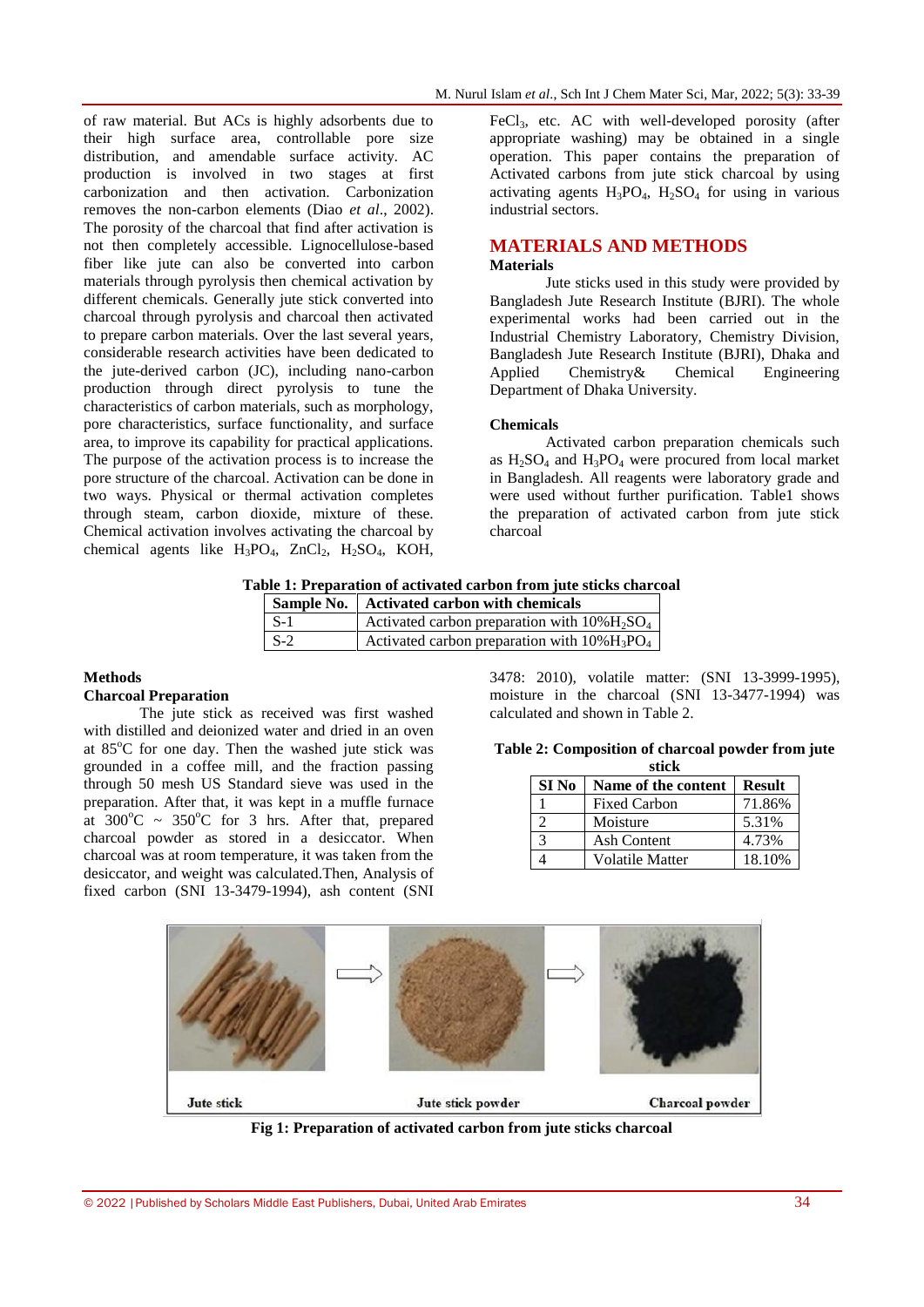of raw material. But ACs is highly adsorbents due to their high surface area, controllable pore size distribution, and amendable surface activity. AC production is involved in two stages at first carbonization and then activation. Carbonization removes the non-carbon elements (Diao *et al*., 2002). The porosity of the charcoal that find after activation is not then completely accessible. Lignocellulose-based fiber like jute can also be converted into carbon materials through pyrolysis then chemical activation by different chemicals. Generally jute stick converted into charcoal through pyrolysis and charcoal then activated to prepare carbon materials. Over the last several years, considerable research activities have been dedicated to the jute-derived carbon (JC), including nano-carbon production through direct pyrolysis to tune the characteristics of carbon materials, such as morphology, pore characteristics, surface functionality, and surface area, to improve its capability for practical applications. The purpose of the activation process is to increase the pore structure of the charcoal. Activation can be done in two ways. Physical or thermal activation completes through steam, carbon dioxide, mixture of these. Chemical activation involves activating the charcoal by chemical agents like $H_3PO_4$, $ZnCl_2$, $H_2SO_4$, KOH, $FeCl_3$, etc. AC with well-developed porosity (after appropriate washing) may be obtained in a single operation. This paper contains the preparation of Activated carbons from jute stick charcoal by using activating agents $H_3PO_4$, $H_2SO_4$ for using in various industrial sectors.

## MATERIALS AND METHODS

### Materials

Jute sticks used in this study were provided by Bangladesh Jute Research Institute (BJRI). The whole experimental works had been carried out in the Industrial Chemistry Laboratory, Chemistry Division, Bangladesh Jute Research Institute (BJRI), Dhaka and Applied Chemistry& Chemical Engineering Department of Dhaka University.

### Chemicals

Activated carbon preparation chemicals such as $H_2SO_4$ and $H_3PO_4$ were procured from local market in Bangladesh. All reagents were laboratory grade and were used without further purification. Table1 shows the preparation of activated carbon from jute stick charcoal

**Table 1: Preparation of activated carbon from jute sticks charcoal**

| Sample No. | Activated carbon with chemicals |
|---|---|
| S-1 | Activated carbon preparation with 10%$H_2SO_4$ |
| S-2 | Activated carbon preparation with 10%$H_3PO_4$ |

### Methods

#### Charcoal Preparation

The jute stick as received was first washed with distilled and deionized water and dried in an oven at 85°C for one day. Then the washed jute stick was grounded in a coffee mill, and the fraction passing through 50 mesh US Standard sieve was used in the preparation. After that, it was kept in a muffle furnace at 300°C ~ 350°C for 3 hrs. After that, prepared charcoal powder as stored in a desiccator. When charcoal was at room temperature, it was taken from the desiccator, and weight was calculated.Then, Analysis of fixed carbon (SNI 13-3479-1994), ash content (SNI 3478: 2010), volatile matter: (SNI 13-3999-1995), moisture in the charcoal (SNI 13-3477-1994) was calculated and shown in Table 2.

**Table 2: Composition of charcoal powder from jute stick**

| SI No | Name of the content | Result |
|---|---|---|
| 1 | Fixed Carbon | 71.86% |
| 2 | Moisture | 5.31% |
| 3 | Ash Content | 4.73% |
| 4 | Volatile Matter | 18.10% |

Jute stick → Jute stick powder → Charcoal powder

**Fig 1: Preparation of activated carbon from jute sticks charcoal**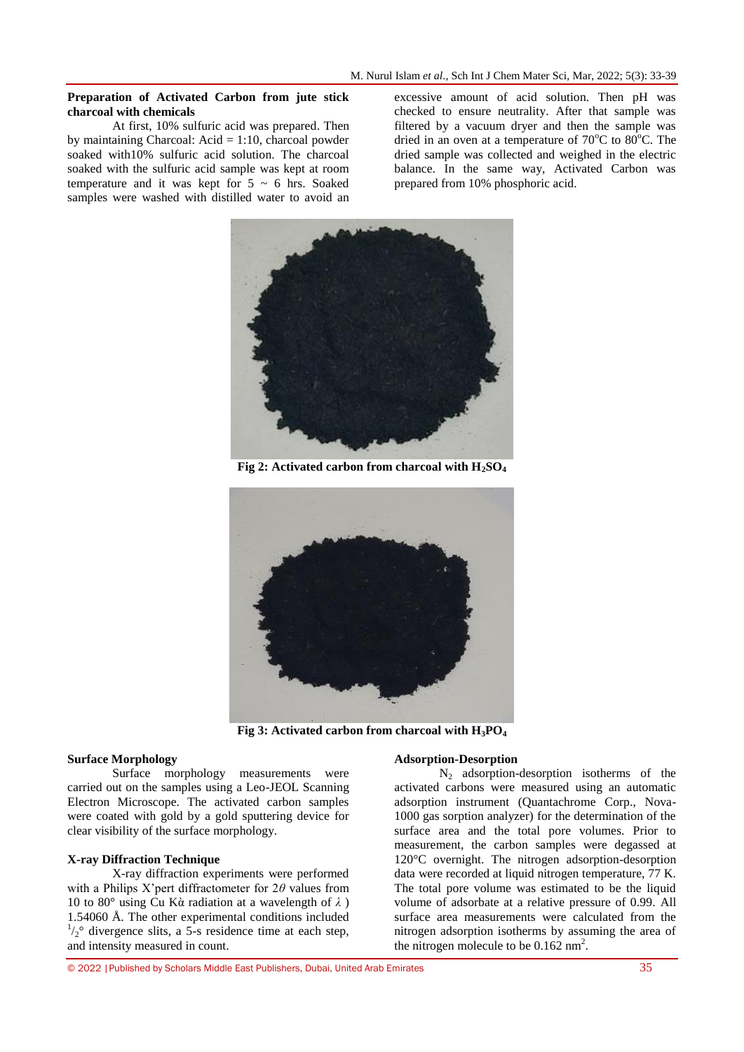**Preparation of Activated Carbon from jute stick charcoal with chemicals**

At first, 10% sulfuric acid was prepared. Then by maintaining Charcoal: Acid = 1:10, charcoal powder soaked with10% sulfuric acid solution. The charcoal soaked with the sulfuric acid sample was kept at room temperature and it was kept for 5 ~ 6 hrs. Soaked samples were washed with distilled water to avoid an excessive amount of acid solution. Then pH was checked to ensure neutrality. After that sample was filtered by a vacuum dryer and then the sample was dried in an oven at a temperature of 70°C to 80°C. The dried sample was collected and weighed in the electric balance. In the same way, Activated Carbon was prepared from 10% phosphoric acid.

**Fig 2: Activated carbon from charcoal with $H_2SO_4$**

**Fig 3: Activated carbon from charcoal with $H_3PO_4$**

**Surface Morphology**

Surface morphology measurements were carried out on the samples using a Leo-JEOL Scanning Electron Microscope. The activated carbon samples were coated with gold by a gold sputtering device for clear visibility of the surface morphology.

**X-ray Diffraction Technique**

X-ray diffraction experiments were performed with a Philips X'pert diffractometer for $2\theta$ values from 10 to 80° using Cu Kὰ radiation at a wavelength of $\lambda$ ) 1.54060 Å. The other experimental conditions included $^{1}/_{2}$° divergence slits, a 5-s residence time at each step, and intensity measured in count.

**Adsorption-Desorption**

$N_2$ adsorption-desorption isotherms of the activated carbons were measured using an automatic adsorption instrument (Quantachrome Corp., Nova-1000 gas sorption analyzer) for the determination of the surface area and the total pore volumes. Prior to measurement, the carbon samples were degassed at 120°C overnight. The nitrogen adsorption-desorption data were recorded at liquid nitrogen temperature, 77 K. The total pore volume was estimated to be the liquid volume of adsorbate at a relative pressure of 0.99. All surface area measurements were calculated from the nitrogen adsorption isotherms by assuming the area of the nitrogen molecule to be 0.162 $nm^2$.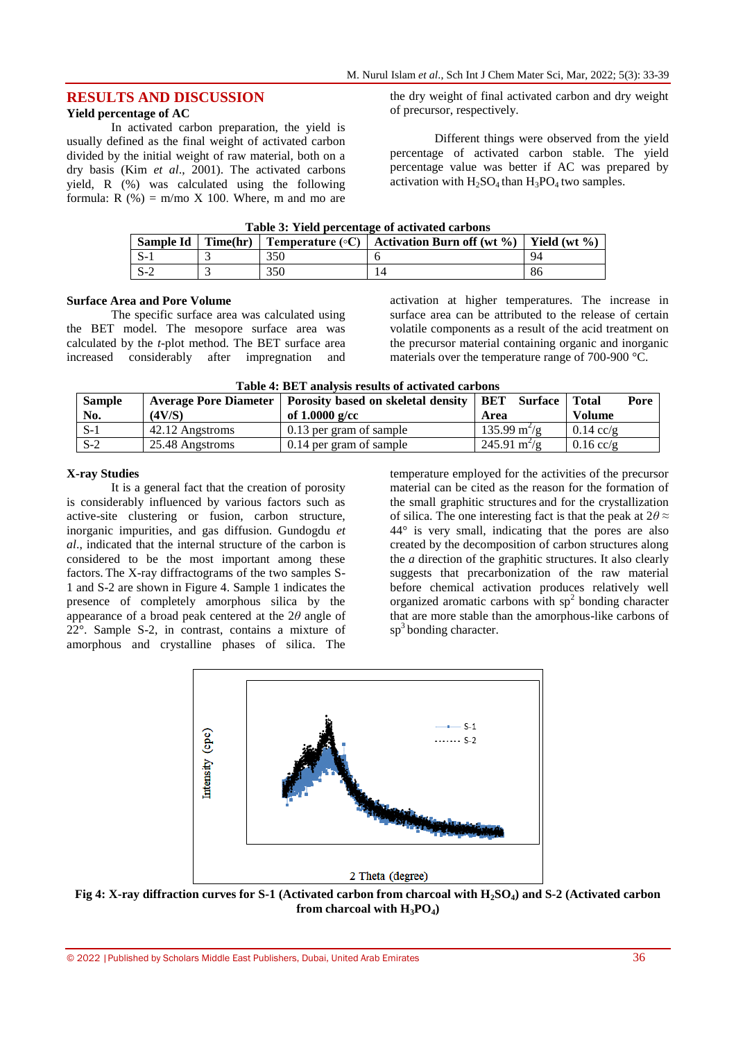## RESULTS AND DISCUSSION

### Yield percentage of AC

In activated carbon preparation, the yield is usually defined as the final weight of activated carbon divided by the initial weight of raw material, both on a dry basis (Kim *et al*., 2001). The activated carbons yield, R (%) was calculated using the following formula: R (%) = m/mo X 100. Where, m and mo are the dry weight of final activated carbon and dry weight of precursor, respectively.

Different things were observed from the yield percentage of activated carbon stable. The yield percentage value was better if AC was prepared by activation with $H_2SO_4$ than $H_3PO_4$ two samples.

**Table 3: Yield percentage of activated carbons**

| Sample Id | Time(hr) | Temperature (◦C) | Activation Burn off (wt %) | Yield (wt %) |
|---|---|---|---|---|
| S-1 | 3 | 350 | 6 | 94 |
| S-2 | 3 | 350 | 14 | 86 |

### Surface Area and Pore Volume

The specific surface area was calculated using the BET model. The mesopore surface area was calculated by the *t*-plot method. The BET surface area increased considerably after impregnation and activation at higher temperatures. The increase in surface area can be attributed to the release of certain volatile components as a result of the acid treatment on the precursor material containing organic and inorganic materials over the temperature range of 700-900 °C.

**Table 4: BET analysis results of activated carbons**

| Sample No. | Average Pore Diameter (4V/S) | Porosity based on skeletal density of 1.0000 g/cc | BET Surface Area | Total Pore Volume |
|---|---|---|---|---|
| S-1 | 42.12 Angstroms | 0.13 per gram of sample | 135.99 $m^2/g$ | 0.14 cc/g |
| S-2 | 25.48 Angstroms | 0.14 per gram of sample | 245.91 $m^2/g$ | 0.16 cc/g |

### X-ray Studies

It is a general fact that the creation of porosity is considerably influenced by various factors such as active-site clustering or fusion, carbon structure, inorganic impurities, and gas diffusion. Gundogdu *et al*., indicated that the internal structure of the carbon is considered to be the most important among these factors. The X-ray diffractograms of the two samples S-1 and S-2 are shown in Figure 4. Sample 1 indicates the presence of completely amorphous silica by the appearance of a broad peak centered at the $2\theta$ angle of 22°. Sample S-2, in contrast, contains a mixture of amorphous and crystalline phases of silica. The temperature employed for the activities of the precursor material can be cited as the reason for the formation of the small graphitic structures and for the crystallization of silica. The one interesting fact is that the peak at $2\theta \approx 44°$ is very small, indicating that the pores are also created by the decomposition of carbon structures along the *a* direction of the graphitic structures. It also clearly suggests that precarbonization of the raw material before chemical activation produces relatively well organized aromatic carbons with $sp^2$ bonding character that are more stable than the amorphous-like carbons of $sp^3$ bonding character.

**Fig 4: X-ray diffraction curves for S-1 (Activated carbon from charcoal with $H_2SO_4$) and S-2 (Activated carbon from charcoal with $H_3PO_4$)**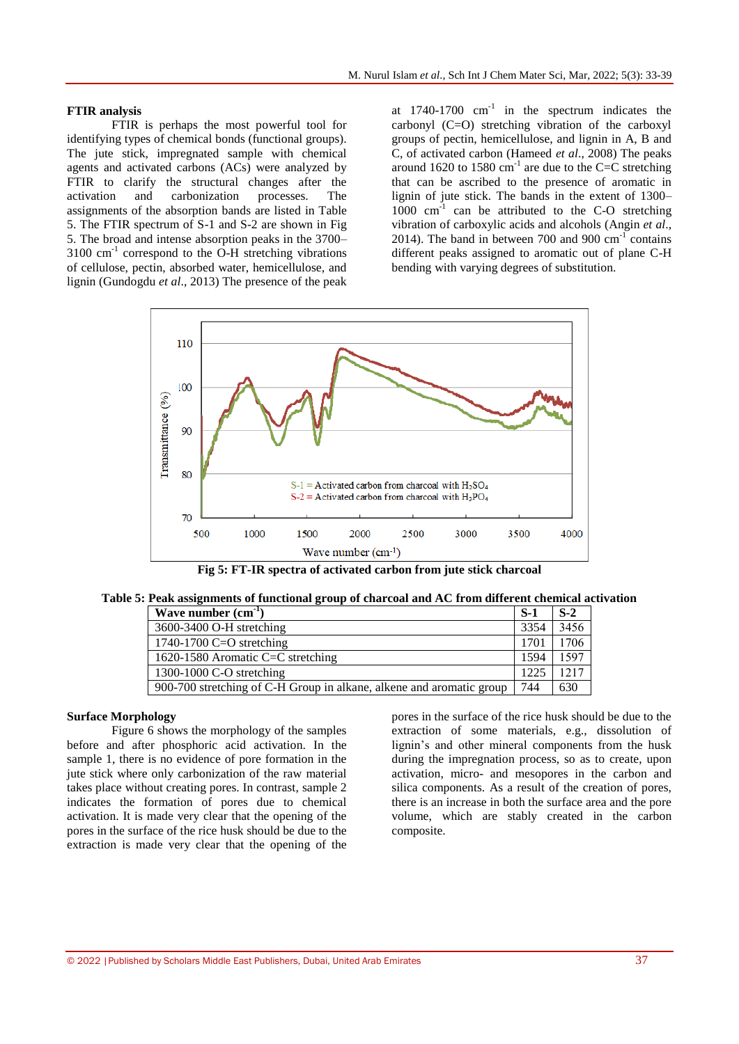## FTIR analysis

FTIR is perhaps the most powerful tool for identifying types of chemical bonds (functional groups). The jute stick, impregnated sample with chemical agents and activated carbons (ACs) were analyzed by FTIR to clarify the structural changes after the activation and carbonization processes. The assignments of the absorption bands are listed in Table 5. The FTIR spectrum of S-1 and S-2 are shown in Fig 5. The broad and intense absorption peaks in the 3700–3100 cm$^{-1}$ correspond to the O-H stretching vibrations of cellulose, pectin, absorbed water, hemicellulose, and lignin (Gundogdu *et al*., 2013) The presence of the peak at 1740-1700 cm$^{-1}$ in the spectrum indicates the carbonyl (C=O) stretching vibration of the carboxyl groups of pectin, hemicellulose, and lignin in A, B and C, of activated carbon (Hameed *et al*., 2008) The peaks around 1620 to 1580 cm$^{-1}$ are due to the C=C stretching that can be ascribed to the presence of aromatic in lignin of jute stick. The bands in the extent of 1300–1000 cm$^{-1}$ can be attributed to the C-O stretching vibration of carboxylic acids and alcohols (Angin *et al*., 2014). The band in between 700 and 900 cm$^{-1}$ contains different peaks assigned to aromatic out of plane C-H bending with varying degrees of substitution.

**Fig 5: FT-IR spectra of activated carbon from jute stick charcoal**

**Table 5: Peak assignments of functional group of charcoal and AC from different chemical activation**

| Wave number (cm$^{-1}$) | S-1 | S-2 |
|---|---|---|
| 3600-3400 O-H stretching | 3354 | 3456 |
| 1740-1700 C=O stretching | 1701 | 1706 |
| 1620-1580 Aromatic C=C stretching | 1594 | 1597 |
| 1300-1000 C-O stretching | 1225 | 1217 |
| 900-700 stretching of C-H Group in alkane, alkene and aromatic group | 744 | 630 |

## Surface Morphology

Figure 6 shows the morphology of the samples before and after phosphoric acid activation. In the sample 1, there is no evidence of pore formation in the jute stick where only carbonization of the raw material takes place without creating pores. In contrast, sample 2 indicates the formation of pores due to chemical activation. It is made very clear that the opening of the pores in the surface of the rice husk should be due to the extraction is made very clear that the opening of the pores in the surface of the rice husk should be due to the extraction of some materials, e.g., dissolution of lignin's and other mineral components from the husk during the impregnation process, so as to create, upon activation, micro- and mesopores in the carbon and silica components. As a result of the creation of pores, there is an increase in both the surface area and the pore volume, which are stably created in the carbon composite.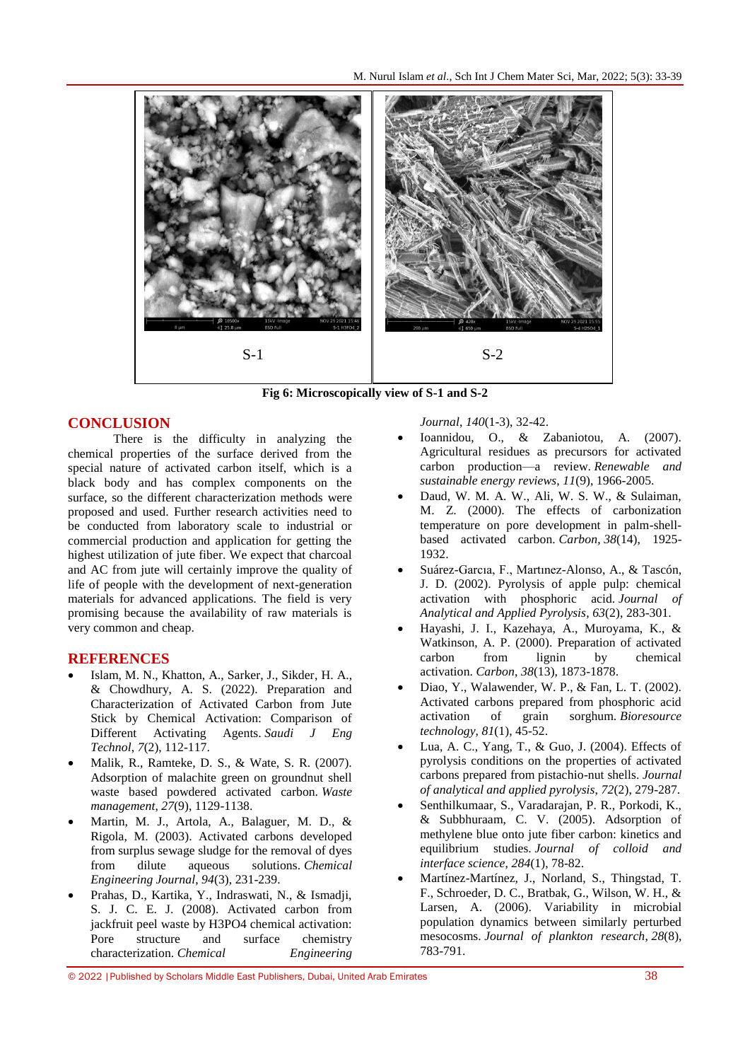S-1

S-2

**Fig 6: Microscopically view of S-1 and S-2**

## CONCLUSION

There is the difficulty in analyzing the chemical properties of the surface derived from the special nature of activated carbon itself, which is a black body and has complex components on the surface, so the different characterization methods were proposed and used. Further research activities need to be conducted from laboratory scale to industrial or commercial production and application for getting the highest utilization of jute fiber. We expect that charcoal and AC from jute will certainly improve the quality of life of people with the development of next-generation materials for advanced applications. The field is very promising because the availability of raw materials is very common and cheap.

## REFERENCES

- Islam, M. N., Khatton, A., Sarker, J., Sikder, H. A., & Chowdhury, A. S. (2022). Preparation and Characterization of Activated Carbon from Jute Stick by Chemical Activation: Comparison of Different Activating Agents. *Saudi J Eng Technol*, *7*(2), 112-117.
- Malik, R., Ramteke, D. S., & Wate, S. R. (2007). Adsorption of malachite green on groundnut shell waste based powdered activated carbon. *Waste management*, *27*(9), 1129-1138.
- Martin, M. J., Artola, A., Balaguer, M. D., & Rigola, M. (2003). Activated carbons developed from surplus sewage sludge for the removal of dyes from dilute aqueous solutions. *Chemical Engineering Journal*, *94*(3), 231-239.
- Prahas, D., Kartika, Y., Indraswati, N., & Ismadji, S. J. C. E. J. (2008). Activated carbon from jackfruit peel waste by H3PO4 chemical activation: Pore structure and surface chemistry characterization. *Chemical Engineering Journal*, *140*(1-3), 32-42.
- Ioannidou, O., & Zabaniotou, A. (2007). Agricultural residues as precursors for activated carbon production—a review. *Renewable and sustainable energy reviews*, *11*(9), 1966-2005.
- Daud, W. M. A. W., Ali, W. S. W., & Sulaiman, M. Z. (2000). The effects of carbonization temperature on pore development in palm-shell-based activated carbon. *Carbon*, *38*(14), 1925-1932.
- Suárez-Garcıa, F., Martınez-Alonso, A., & Tascón, J. D. (2002). Pyrolysis of apple pulp: chemical activation with phosphoric acid. *Journal of Analytical and Applied Pyrolysis*, *63*(2), 283-301.
- Hayashi, J. I., Kazehaya, A., Muroyama, K., & Watkinson, A. P. (2000). Preparation of activated carbon from lignin by chemical activation. *Carbon*, *38*(13), 1873-1878.
- Diao, Y., Walawender, W. P., & Fan, L. T. (2002). Activated carbons prepared from phosphoric acid activation of grain sorghum. *Bioresource technology*, *81*(1), 45-52.
- Lua, A. C., Yang, T., & Guo, J. (2004). Effects of pyrolysis conditions on the properties of activated carbons prepared from pistachio-nut shells. *Journal of analytical and applied pyrolysis*, *72*(2), 279-287.
- Senthilkumaar, S., Varadarajan, P. R., Porkodi, K., & Subbhuraam, C. V. (2005). Adsorption of methylene blue onto jute fiber carbon: kinetics and equilibrium studies. *Journal of colloid and interface science*, *284*(1), 78-82.
- Martínez-Martínez, J., Norland, S., Thingstad, T. F., Schroeder, D. C., Bratbak, G., Wilson, W. H., & Larsen, A. (2006). Variability in microbial population dynamics between similarly perturbed mesocosms. *Journal of plankton research*, *28*(8), 783-791.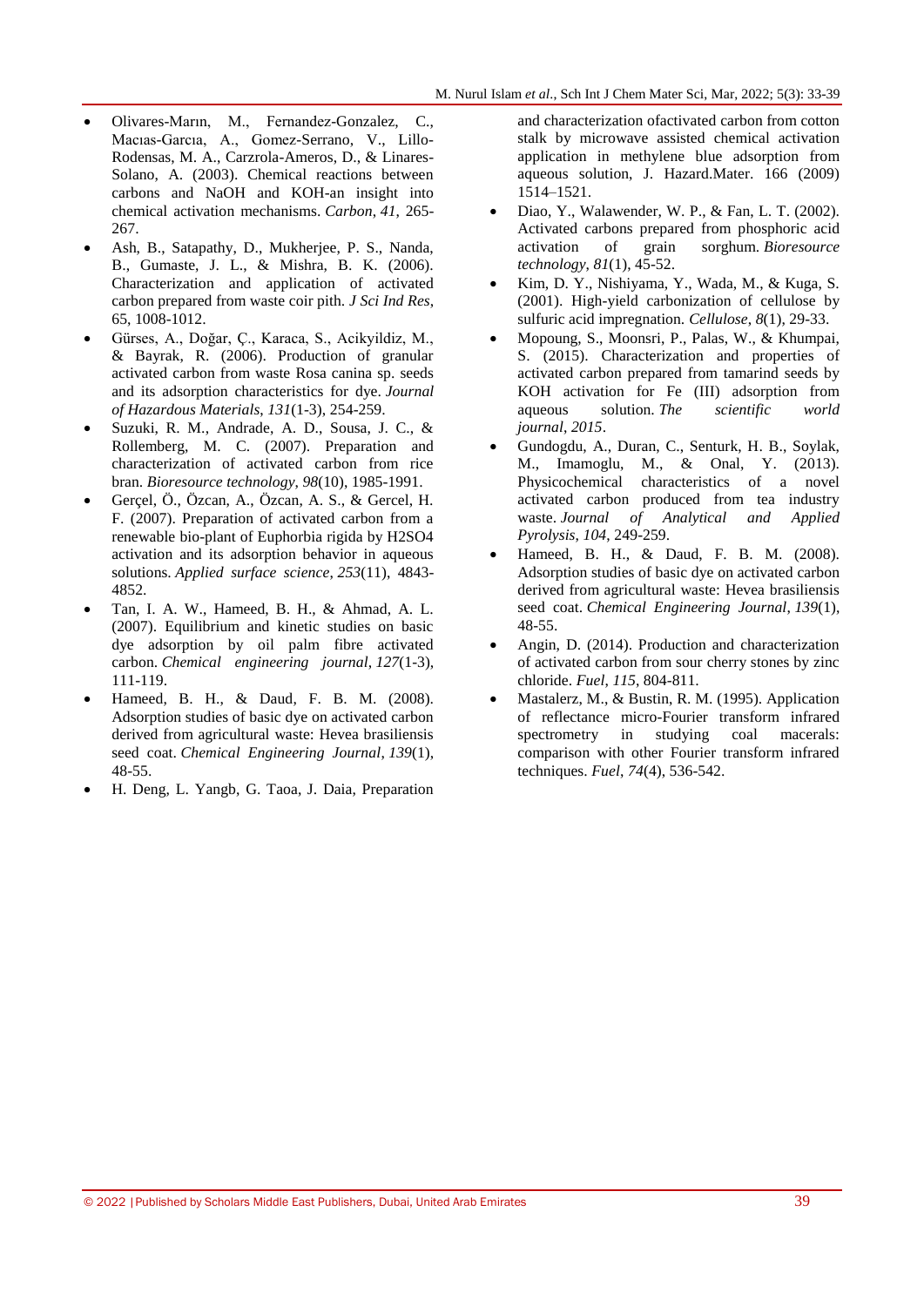- Olivares-Marın, M., Fernandez-Gonzalez, C., Macıas-Garcıa, A., Gomez-Serrano, V., Lillo-Rodensas, M. A., Carzrola-Ameros, D., & Linares-Solano, A. (2003). Chemical reactions between carbons and NaOH and KOH-an insight into chemical activation mechanisms. *Carbon*, *41*, 265-267.
- Ash, B., Satapathy, D., Mukherjee, P. S., Nanda, B., Gumaste, J. L., & Mishra, B. K. (2006). Characterization and application of activated carbon prepared from waste coir pith. *J Sci Ind Res*, 65, 1008-1012.
- Gürses, A., Doğar, Ç., Karaca, S., Acikyildiz, M., & Bayrak, R. (2006). Production of granular activated carbon from waste Rosa canina sp. seeds and its adsorption characteristics for dye. *Journal of Hazardous Materials*, *131*(1-3), 254-259.
- Suzuki, R. M., Andrade, A. D., Sousa, J. C., & Rollemberg, M. C. (2007). Preparation and characterization of activated carbon from rice bran. *Bioresource technology*, *98*(10), 1985-1991.
- Gerçel, Ö., Özcan, A., Özcan, A. S., & Gercel, H. F. (2007). Preparation of activated carbon from a renewable bio-plant of Euphorbia rigida by H2SO4 activation and its adsorption behavior in aqueous solutions. *Applied surface science*, *253*(11), 4843-4852.
- Tan, I. A. W., Hameed, B. H., & Ahmad, A. L. (2007). Equilibrium and kinetic studies on basic dye adsorption by oil palm fibre activated carbon. *Chemical engineering journal*, *127*(1-3), 111-119.
- Hameed, B. H., & Daud, F. B. M. (2008). Adsorption studies of basic dye on activated carbon derived from agricultural waste: Hevea brasiliensis seed coat. *Chemical Engineering Journal*, *139*(1), 48-55.
- H. Deng, L. Yangb, G. Taoa, J. Daia, Preparation and characterization ofactivated carbon from cotton stalk by microwave assisted chemical activation application in methylene blue adsorption from aqueous solution, J. Hazard.Mater. 166 (2009) 1514–1521.
- Diao, Y., Walawender, W. P., & Fan, L. T. (2002). Activated carbons prepared from phosphoric acid activation of grain sorghum. *Bioresource technology*, *81*(1), 45-52.
- Kim, D. Y., Nishiyama, Y., Wada, M., & Kuga, S. (2001). High-yield carbonization of cellulose by sulfuric acid impregnation. *Cellulose*, *8*(1), 29-33.
- Mopoung, S., Moonsri, P., Palas, W., & Khumpai, S. (2015). Characterization and properties of activated carbon prepared from tamarind seeds by KOH activation for Fe (III) adsorption from aqueous solution. *The scientific world journal*, *2015*.
- Gundogdu, A., Duran, C., Senturk, H. B., Soylak, M., Imamoglu, M., & Onal, Y. (2013). Physicochemical characteristics of a novel activated carbon produced from tea industry waste. *Journal of Analytical and Applied Pyrolysis*, *104*, 249-259.
- Hameed, B. H., & Daud, F. B. M. (2008). Adsorption studies of basic dye on activated carbon derived from agricultural waste: Hevea brasiliensis seed coat. *Chemical Engineering Journal*, *139*(1), 48-55.
- Angin, D. (2014). Production and characterization of activated carbon from sour cherry stones by zinc chloride. *Fuel*, *115*, 804-811.
- Mastalerz, M., & Bustin, R. M. (1995). Application of reflectance micro-Fourier transform infrared spectrometry in studying coal macerals: comparison with other Fourier transform infrared techniques. *Fuel*, *74*(4), 536-542.